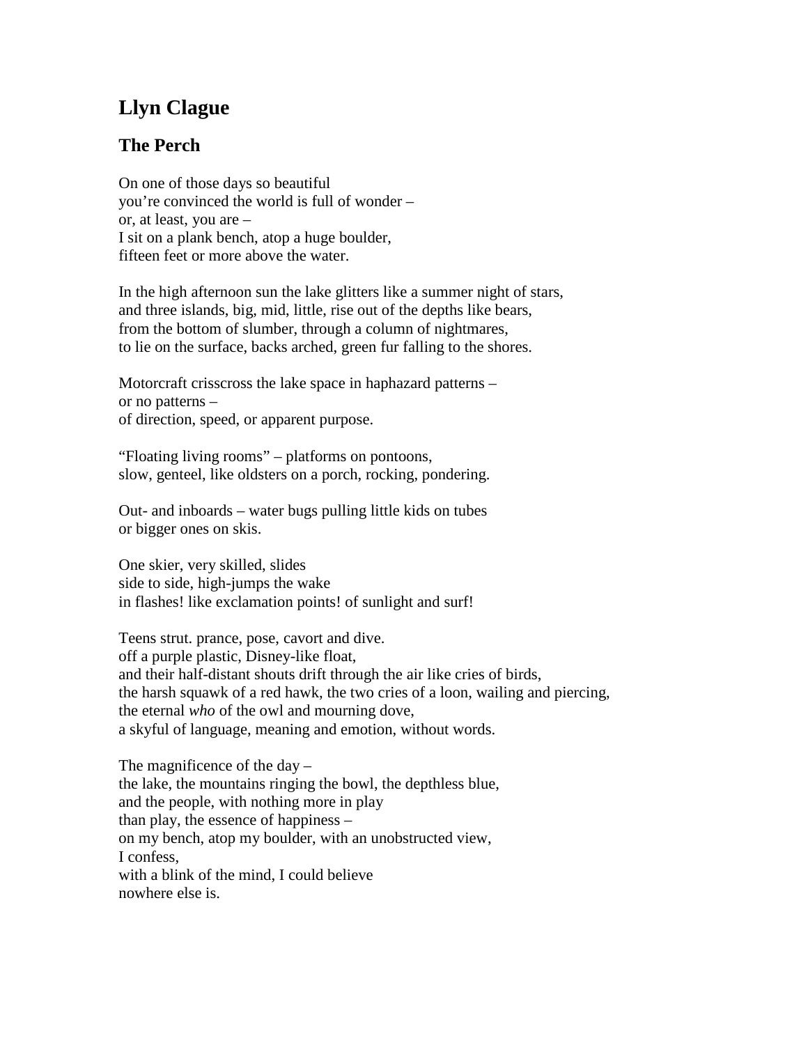# Llyn Clague

## The Perch

On one of those days so beautiful
you're convinced the world is full of wonder –
or, at least, you are –
I sit on a plank bench, atop a huge boulder,
fifteen feet or more above the water.

In the high afternoon sun the lake glitters like a summer night of stars,
and three islands, big, mid, little, rise out of the depths like bears,
from the bottom of slumber, through a column of nightmares,
to lie on the surface, backs arched, green fur falling to the shores.

Motorcraft crisscross the lake space in haphazard patterns –
or no patterns –
of direction, speed, or apparent purpose.

"Floating living rooms" – platforms on pontoons,
slow, genteel, like oldsters on a porch, rocking, pondering.

Out- and inboards – water bugs pulling little kids on tubes
or bigger ones on skis.

One skier, very skilled, slides
side to side, high-jumps the wake
in flashes! like exclamation points! of sunlight and surf!

Teens strut. prance, pose, cavort and dive.
off a purple plastic, Disney-like float,
and their half-distant shouts drift through the air like cries of birds,
the harsh squawk of a red hawk, the two cries of a loon, wailing and piercing,
the eternal *who* of the owl and mourning dove,
a skyful of language, meaning and emotion, without words.

The magnificence of the day –
the lake, the mountains ringing the bowl, the depthless blue,
and the people, with nothing more in play
than play, the essence of happiness –
on my bench, atop my boulder, with an unobstructed view,
I confess,
with a blink of the mind, I could believe
nowhere else is.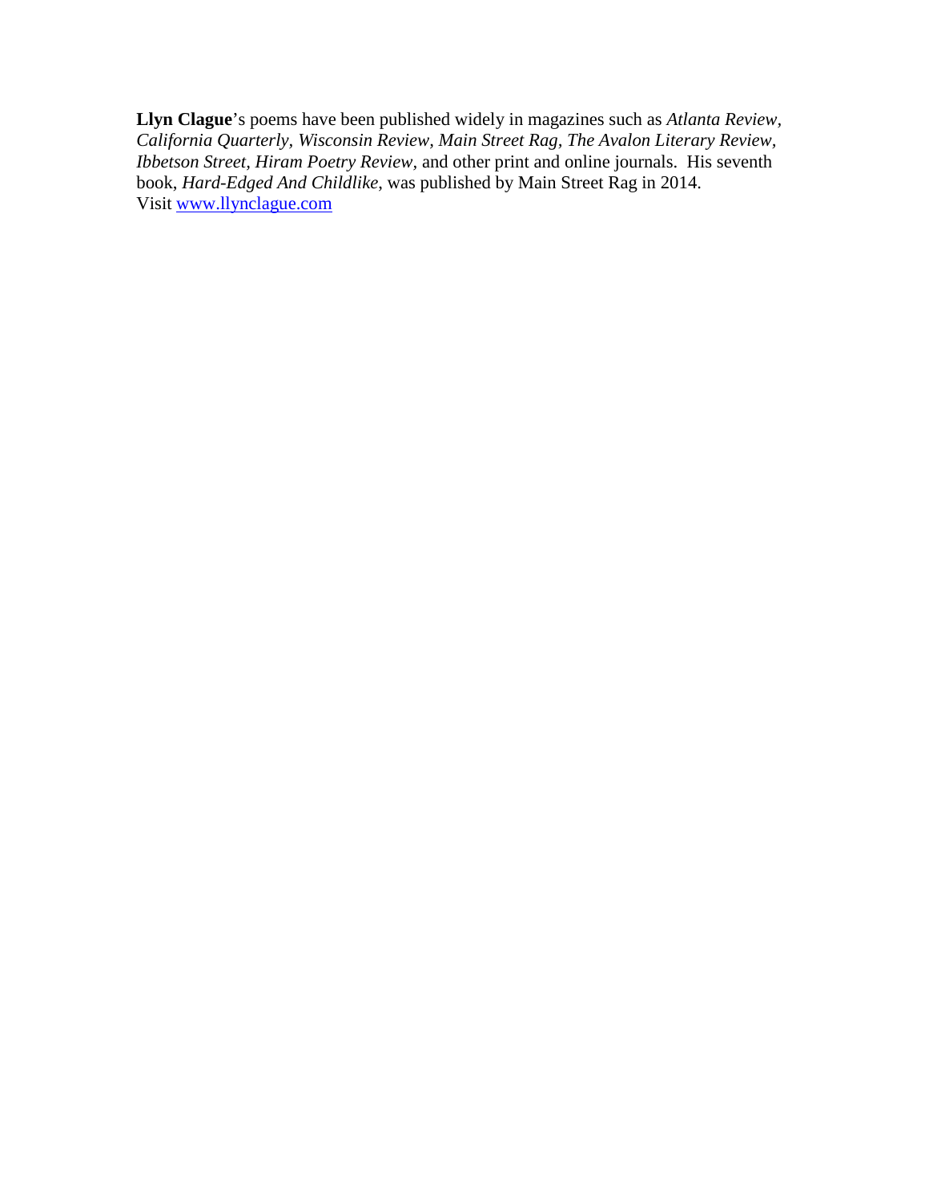**Llyn Clague**'s poems have been published widely in magazines such as *Atlanta Review, California Quarterly, Wisconsin Review, Main Street Rag, The Avalon Literary Review, Ibbetson Street, Hiram Poetry Review,* and other print and online journals. His seventh book, *Hard-Edged And Childlike,* was published by Main Street Rag in 2014.
Visit [www.llynclague.com](www.llynclague.com)